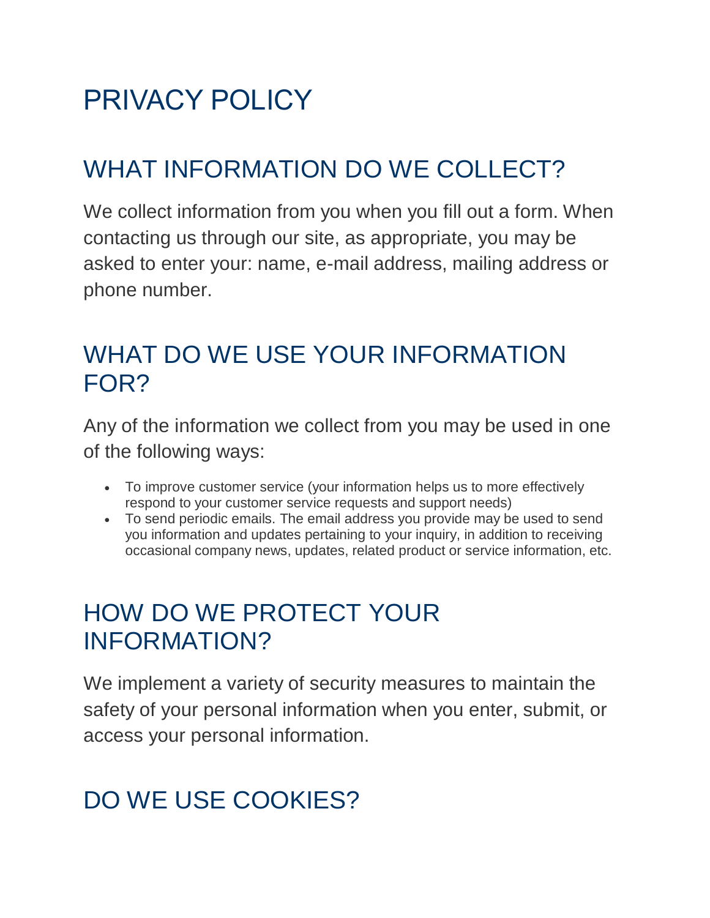# PRIVACY POLICY

## WHAT INFORMATION DO WE COLLECT?

We collect information from you when you fill out a form. When contacting us through our site, as appropriate, you may be asked to enter your: name, e-mail address, mailing address or phone number.

## WHAT DO WE USE YOUR INFORMATION FOR?

Any of the information we collect from you may be used in one of the following ways:

- To improve customer service (your information helps us to more effectively respond to your customer service requests and support needs)
- To send periodic emails. The email address you provide may be used to send you information and updates pertaining to your inquiry, in addition to receiving occasional company news, updates, related product or service information, etc.

## HOW DO WE PROTECT YOUR INFORMATION?

We implement a variety of security measures to maintain the safety of your personal information when you enter, submit, or access your personal information.

## DO WE USE COOKIES?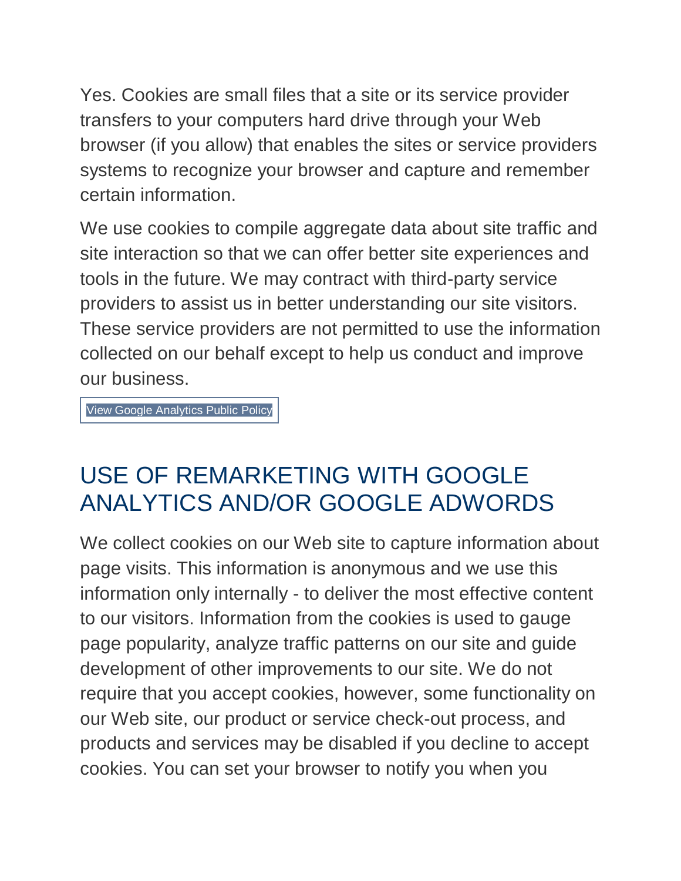Yes. Cookies are small files that a site or its service provider transfers to your computers hard drive through your Web browser (if you allow) that enables the sites or service providers systems to recognize your browser and capture and remember certain information.

We use cookies to compile aggregate data about site traffic and site interaction so that we can offer better site experiences and tools in the future. We may contract with third-party service providers to assist us in better understanding our site visitors. These service providers are not permitted to use the information collected on our behalf except to help us conduct and improve our business.

View Google Analytics Public Policy

## USE OF REMARKETING WITH GOOGLE ANALYTICS AND/OR GOOGLE ADWORDS

We collect cookies on our Web site to capture information about page visits. This information is anonymous and we use this information only internally - to deliver the most effective content to our visitors. Information from the cookies is used to gauge page popularity, analyze traffic patterns on our site and guide development of other improvements to our site. We do not require that you accept cookies, however, some functionality on our Web site, our product or service check-out process, and products and services may be disabled if you decline to accept cookies. You can set your browser to notify you when you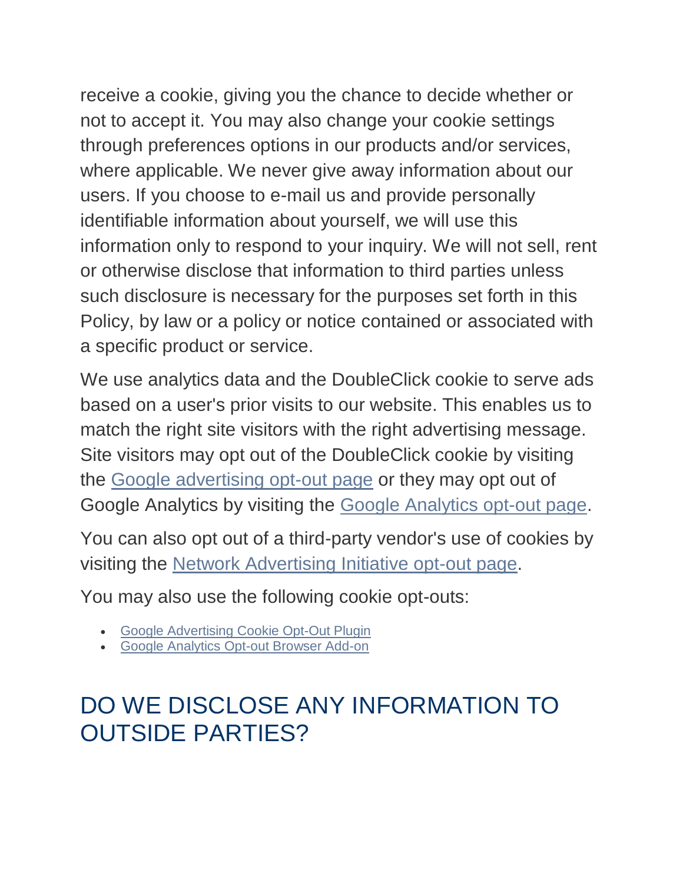receive a cookie, giving you the chance to decide whether or not to accept it. You may also change your cookie settings through preferences options in our products and/or services, where applicable. We never give away information about our users. If you choose to e-mail us and provide personally identifiable information about yourself, we will use this information only to respond to your inquiry. We will not sell, rent or otherwise disclose that information to third parties unless such disclosure is necessary for the purposes set forth in this Policy, by law or a policy or notice contained or associated with a specific product or service.

We use analytics data and the DoubleClick cookie to serve ads based on a user's prior visits to our website. This enables us to match the right site visitors with the right advertising message. Site visitors may opt out of the DoubleClick cookie by visiting the Google advertising opt-out page or they may opt out of Google Analytics by visiting the Google Analytics opt-out page.

You can also opt out of a third-party vendor's use of cookies by visiting the Network Advertising Initiative opt-out page.

You may also use the following cookie opt-outs:

- Google Advertising Cookie Opt-Out Plugin
- Google Analytics Opt-out Browser Add-on

## DO WE DISCLOSE ANY INFORMATION TO OUTSIDE PARTIES?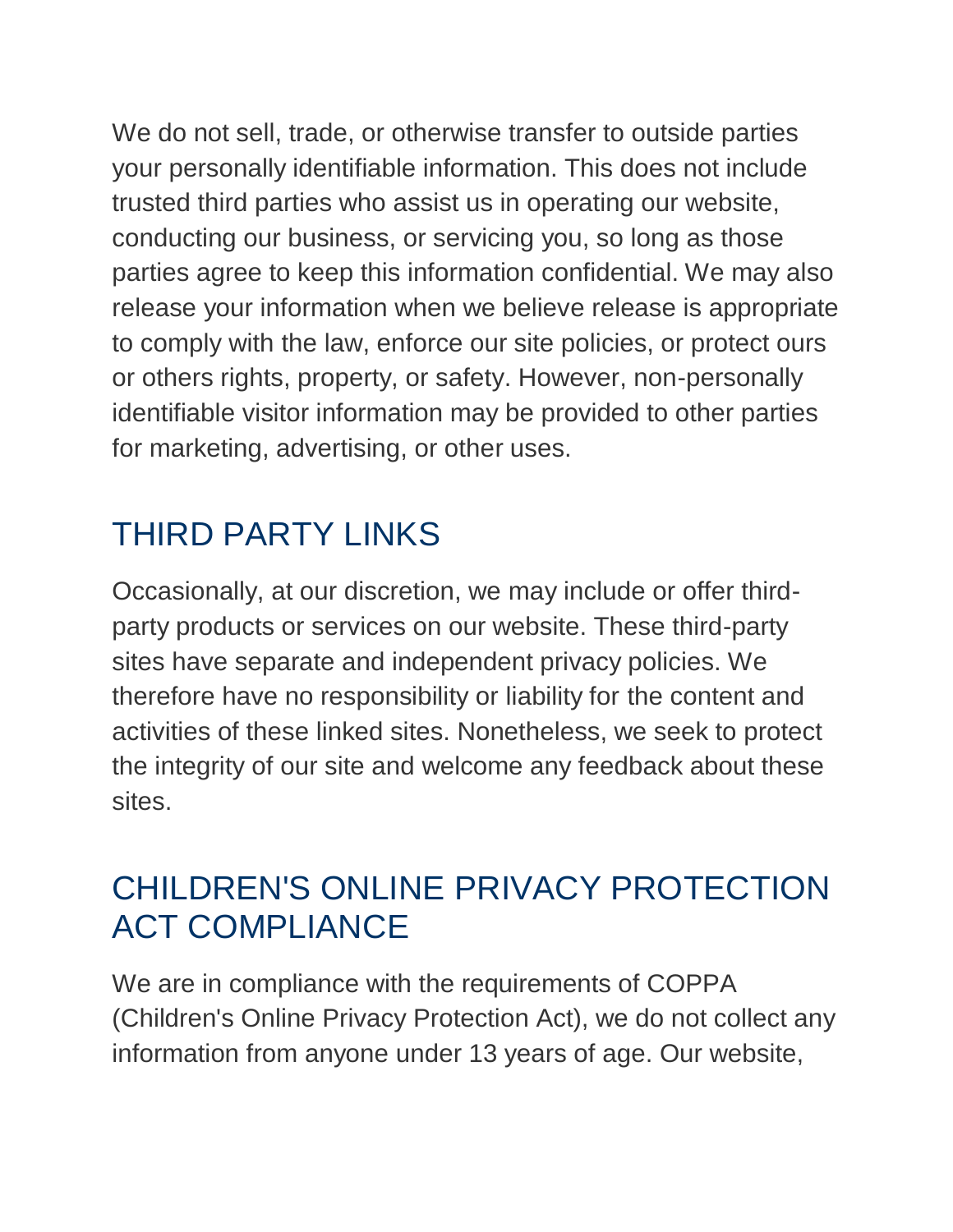We do not sell, trade, or otherwise transfer to outside parties your personally identifiable information. This does not include trusted third parties who assist us in operating our website, conducting our business, or servicing you, so long as those parties agree to keep this information confidential. We may also release your information when we believe release is appropriate to comply with the law, enforce our site policies, or protect ours or others rights, property, or safety. However, non-personally identifiable visitor information may be provided to other parties for marketing, advertising, or other uses.

## THIRD PARTY LINKS

Occasionally, at our discretion, we may include or offer third-party products or services on our website. These third-party sites have separate and independent privacy policies. We therefore have no responsibility or liability for the content and activities of these linked sites. Nonetheless, we seek to protect the integrity of our site and welcome any feedback about these sites.

## CHILDREN'S ONLINE PRIVACY PROTECTION ACT COMPLIANCE

We are in compliance with the requirements of COPPA (Children's Online Privacy Protection Act), we do not collect any information from anyone under 13 years of age. Our website,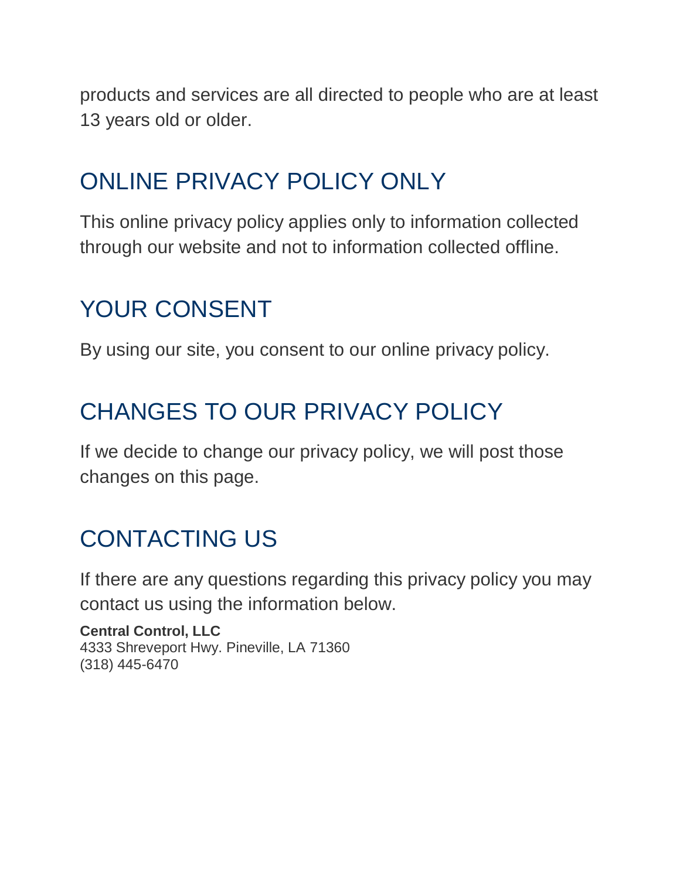products and services are all directed to people who are at least 13 years old or older.

## ONLINE PRIVACY POLICY ONLY

This online privacy policy applies only to information collected through our website and not to information collected offline.

## YOUR CONSENT

By using our site, you consent to our online privacy policy.

## CHANGES TO OUR PRIVACY POLICY

If we decide to change our privacy policy, we will post those changes on this page.

## CONTACTING US

If there are any questions regarding this privacy policy you may contact us using the information below.

**Central Control, LLC**
4333 Shreveport Hwy. Pineville, LA 71360
(318) 445-6470